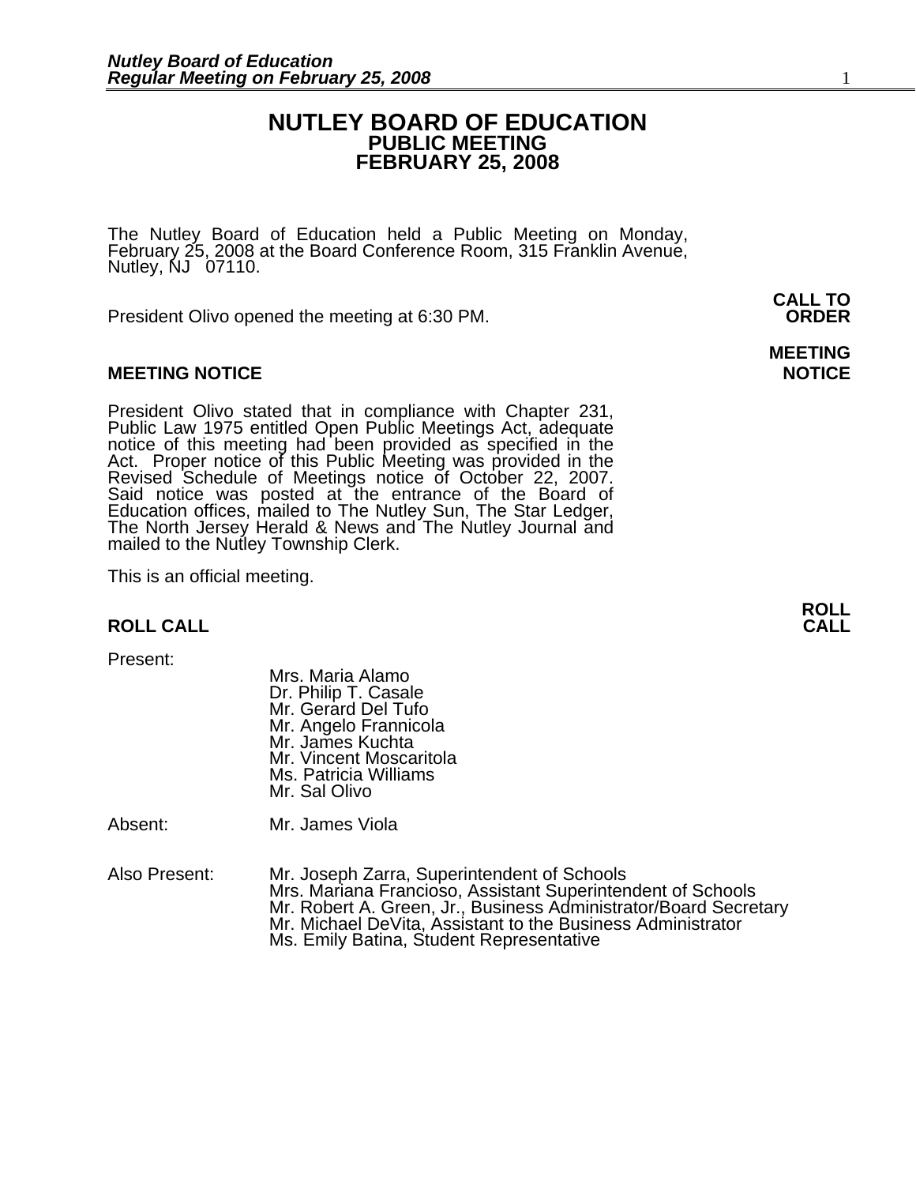# NUTLEY BOARD OF EDUCATION
## PUBLIC MEETING
## FEBRUARY 25, 2008

The Nutley Board of Education held a Public Meeting on Monday, February 25, 2008 at the Board Conference Room, 315 Franklin Avenue, Nutley, NJ 07110.

**CALL TO ORDER**

President Olivo opened the meeting at 6:30 PM.

**MEETING NOTICE**

### MEETING NOTICE

President Olivo stated that in compliance with Chapter 231, Public Law 1975 entitled Open Public Meetings Act, adequate notice of this meeting had been provided as specified in the Act. Proper notice of this Public Meeting was provided in the Revised Schedule of Meetings notice of October 22, 2007. Said notice was posted at the entrance of the Board of Education offices, mailed to The Nutley Sun, The Star Ledger, The North Jersey Herald & News and The Nutley Journal and mailed to the Nutley Township Clerk.

This is an official meeting.

**ROLL CALL**

### ROLL CALL

Present:

- Mrs. Maria Alamo
- Dr. Philip T. Casale
- Mr. Gerard Del Tufo
- Mr. Angelo Frannicola
- Mr. James Kuchta
- Mr. Vincent Moscaritola
- Ms. Patricia Williams
- Mr. Sal Olivo

Absent: Mr. James Viola

Also Present:

- Mr. Joseph Zarra, Superintendent of Schools
- Mrs. Mariana Francioso, Assistant Superintendent of Schools
- Mr. Robert A. Green, Jr., Business Administrator/Board Secretary
- Mr. Michael DeVita, Assistant to the Business Administrator
- Ms. Emily Batina, Student Representative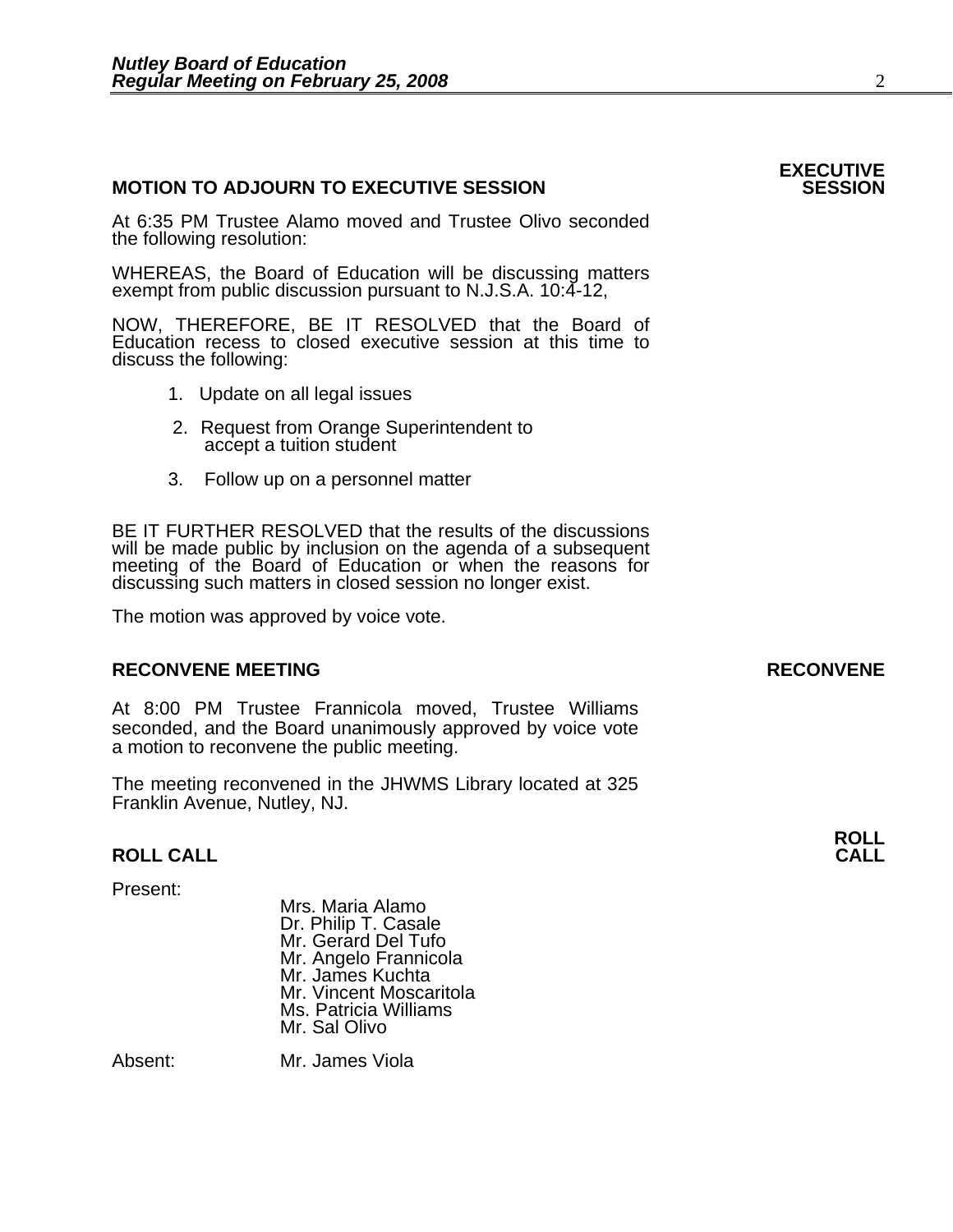**MOTION TO ADJOURN TO EXECUTIVE SESSION** **EXECUTIVE SESSION**

At 6:35 PM Trustee Alamo moved and Trustee Olivo seconded the following resolution:

WHEREAS, the Board of Education will be discussing matters exempt from public discussion pursuant to N.J.S.A. 10:4-12,

NOW, THEREFORE, BE IT RESOLVED that the Board of Education recess to closed executive session at this time to discuss the following:

1. Update on all legal issues
2. Request from Orange Superintendent to accept a tuition student
3. Follow up on a personnel matter

BE IT FURTHER RESOLVED that the results of the discussions will be made public by inclusion on the agenda of a subsequent meeting of the Board of Education or when the reasons for discussing such matters in closed session no longer exist.

The motion was approved by voice vote.

**RECONVENE MEETING** **RECONVENE**

At 8:00 PM Trustee Frannicola moved, Trustee Williams seconded, and the Board unanimously approved by voice vote a motion to reconvene the public meeting.

The meeting reconvened in the JHWMS Library located at 325 Franklin Avenue, Nutley, NJ.

**ROLL CALL** **ROLL CALL**

Present:

Mrs. Maria Alamo
Dr. Philip T. Casale
Mr. Gerard Del Tufo
Mr. Angelo Frannicola
Mr. James Kuchta
Mr. Vincent Moscaritola
Ms. Patricia Williams
Mr. Sal Olivo

Absent: Mr. James Viola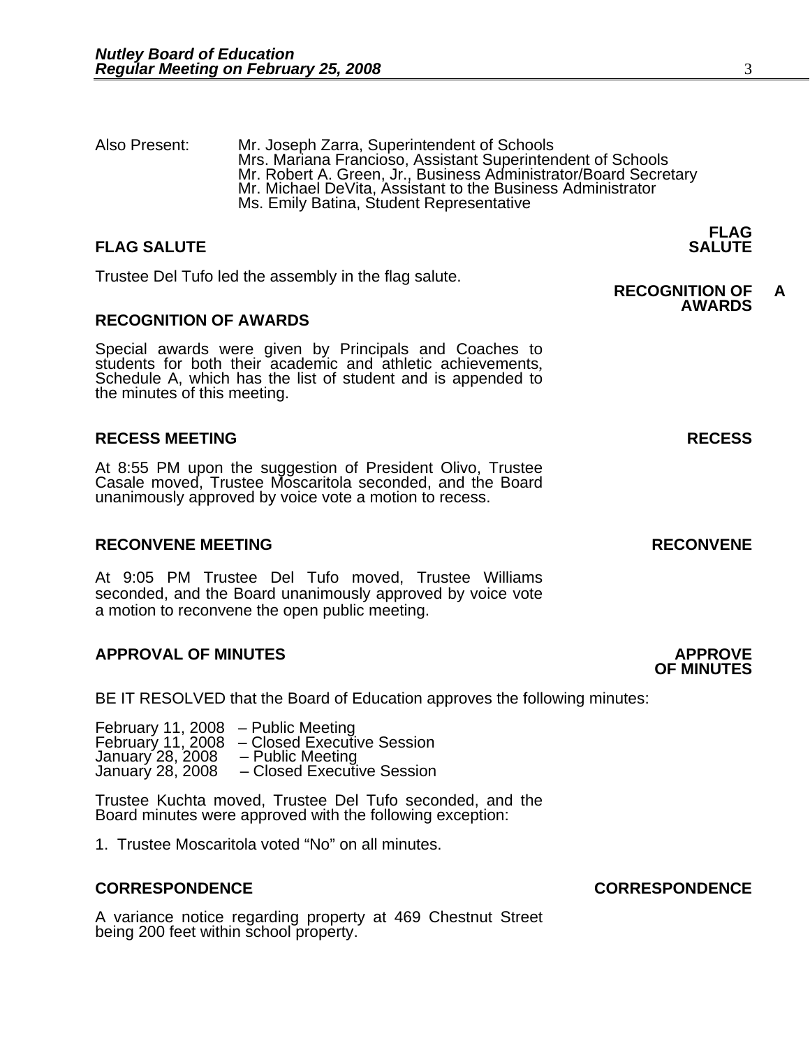Also Present: Mr. Joseph Zarra, Superintendent of Schools
Mrs. Mariana Francioso, Assistant Superintendent of Schools
Mr. Robert A. Green, Jr., Business Administrator/Board Secretary
Mr. Michael DeVita, Assistant to the Business Administrator
Ms. Emily Batina, Student Representative

**FLAG SALUTE** **FLAG SALUTE**

Trustee Del Tufo led the assembly in the flag salute.

**RECOGNITION OF AWARDS** **RECOGNITION OF AWARDS**

Special awards were given by Principals and Coaches to students for both their academic and athletic achievements, Schedule A, which has the list of student and is appended to the minutes of this meeting.

**RECESS MEETING** **RECESS**

At 8:55 PM upon the suggestion of President Olivo, Trustee Casale moved, Trustee Moscaritola seconded, and the Board unanimously approved by voice vote a motion to recess.

**RECONVENE MEETING** **RECONVENE**

At 9:05 PM Trustee Del Tufo moved, Trustee Williams seconded, and the Board unanimously approved by voice vote a motion to reconvene the open public meeting.

**APPROVAL OF MINUTES** **APPROVE OF MINUTES**

BE IT RESOLVED that the Board of Education approves the following minutes:

February 11, 2008 – Public Meeting
February 11, 2008 – Closed Executive Session
January 28, 2008 – Public Meeting
January 28, 2008 – Closed Executive Session

Trustee Kuchta moved, Trustee Del Tufo seconded, and the Board minutes were approved with the following exception:

1. Trustee Moscaritola voted "No" on all minutes.

**CORRESPONDENCE** **CORRESPONDENCE**

A variance notice regarding property at 469 Chestnut Street being 200 feet within school property.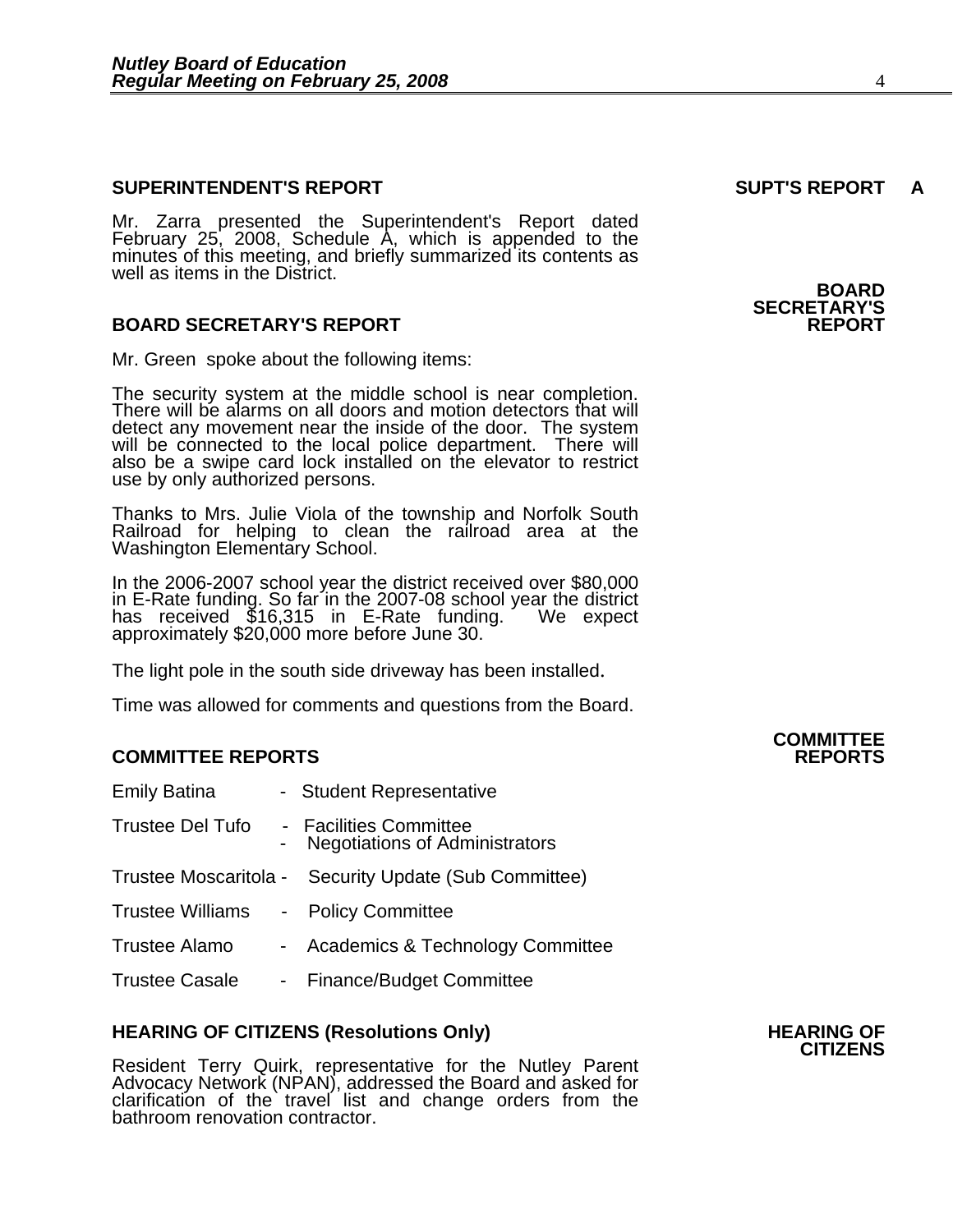## SUPERINTENDENT'S REPORT

**SUPT'S REPORT A**

Mr. Zarra presented the Superintendent's Report dated February 25, 2008, Schedule A, which is appended to the minutes of this meeting, and briefly summarized its contents as well as items in the District.

## BOARD SECRETARY'S REPORT

**BOARD SECRETARY'S REPORT**

Mr. Green spoke about the following items:

The security system at the middle school is near completion. There will be alarms on all doors and motion detectors that will detect any movement near the inside of the door. The system will be connected to the local police department. There will also be a swipe card lock installed on the elevator to restrict use by only authorized persons.

Thanks to Mrs. Julie Viola of the township and Norfolk South Railroad for helping to clean the railroad area at the Washington Elementary School.

In the 2006-2007 school year the district received over $80,000 in E-Rate funding. So far in the 2007-08 school year the district has received $16,315 in E-Rate funding. We expect approximately $20,000 more before June 30.

The light pole in the south side driveway has been installed.

Time was allowed for comments and questions from the Board.

## COMMITTEE REPORTS

**COMMITTEE REPORTS**

- Emily Batina - Student Representative
- Trustee Del Tufo - Facilities Committee
  - Negotiations of Administrators
- Trustee Moscaritola - Security Update (Sub Committee)
- Trustee Williams - Policy Committee
- Trustee Alamo - Academics & Technology Committee
- Trustee Casale - Finance/Budget Committee

## HEARING OF CITIZENS (Resolutions Only)

**HEARING OF CITIZENS**

Resident Terry Quirk, representative for the Nutley Parent Advocacy Network (NPAN), addressed the Board and asked for clarification of the travel list and change orders from the bathroom renovation contractor.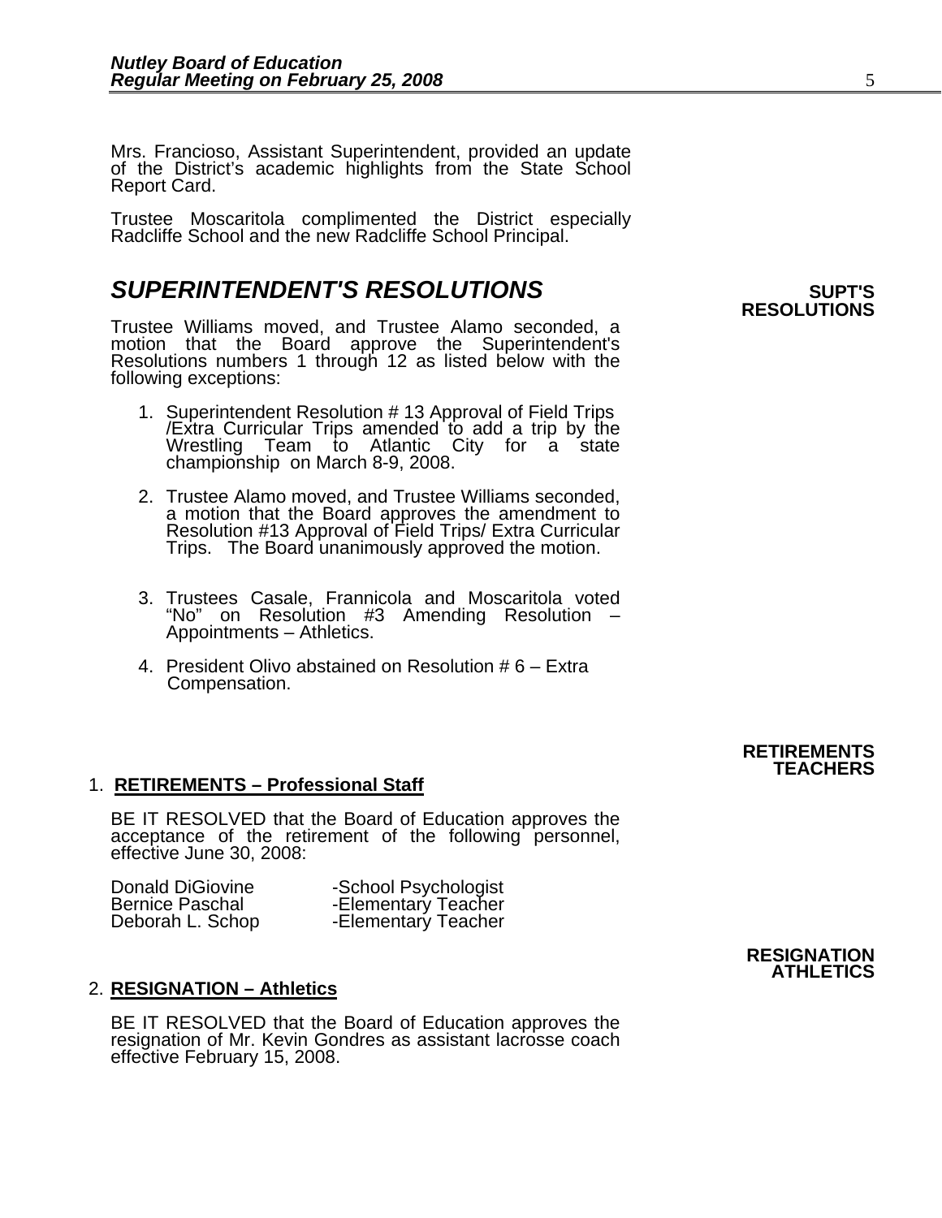Mrs. Francioso, Assistant Superintendent, provided an update of the District's academic highlights from the State School Report Card.

Trustee Moscaritola complimented the District especially Radcliffe School and the new Radcliffe School Principal.

## *SUPERINTENDENT'S RESOLUTIONS*

**SUPT'S RESOLUTIONS**

Trustee Williams moved, and Trustee Alamo seconded, a motion that the Board approve the Superintendent's Resolutions numbers 1 through 12 as listed below with the following exceptions:

1. Superintendent Resolution # 13 Approval of Field Trips /Extra Curricular Trips amended to add a trip by the Wrestling Team to Atlantic City for a state championship on March 8-9, 2008.

2. Trustee Alamo moved, and Trustee Williams seconded, a motion that the Board approves the amendment to Resolution #13 Approval of Field Trips/ Extra Curricular Trips. The Board unanimously approved the motion.

3. Trustees Casale, Frannicola and Moscaritola voted "No" on Resolution #3 Amending Resolution – Appointments – Athletics.

4. President Olivo abstained on Resolution # 6 – Extra Compensation.

**RETIREMENTS TEACHERS**

1. **RETIREMENTS – Professional Staff**

BE IT RESOLVED that the Board of Education approves the acceptance of the retirement of the following personnel, effective June 30, 2008:

| | |
|---|---|
| Donald DiGiovine | -School Psychologist |
| Bernice Paschal | -Elementary Teacher |
| Deborah L. Schop | -Elementary Teacher |

**RESIGNATION ATHLETICS**

2. **RESIGNATION – Athletics**

BE IT RESOLVED that the Board of Education approves the resignation of Mr. Kevin Gondres as assistant lacrosse coach effective February 15, 2008.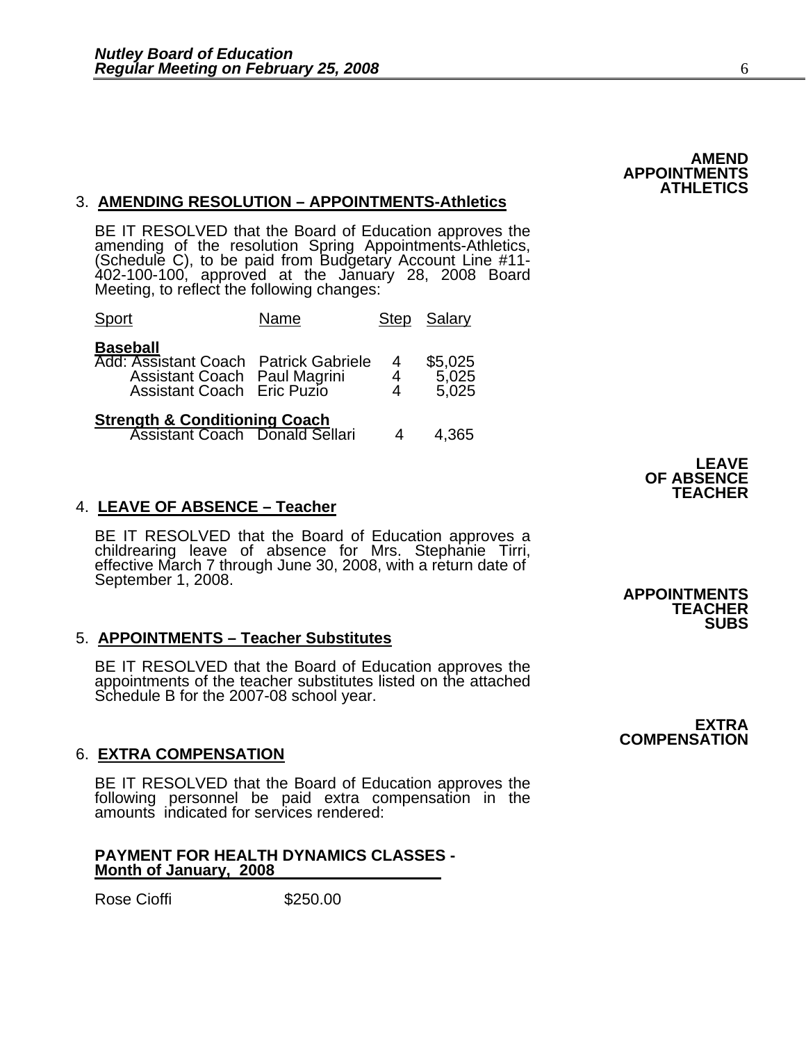**AMEND APPOINTMENTS ATHLETICS**

3. **AMENDING RESOLUTION – APPOINTMENTS-Athletics**

BE IT RESOLVED that the Board of Education approves the amending of the resolution Spring Appointments-Athletics, (Schedule C), to be paid from Budgetary Account Line #11-402-100-100, approved at the January 28, 2008 Board Meeting, to reflect the following changes:

| Sport | Name | Step | Salary |
|---|---|---|---|
| **Baseball** | | | |
| Add: Assistant Coach | Patrick Gabriele | 4 | $5,025 |
| Assistant Coach | Paul Magrini | 4 | 5,025 |
| Assistant Coach | Eric Puzio | 4 | 5,025 |
| **Strength & Conditioning Coach** | | | |
| Assistant Coach | Donald Sellari | 4 | 4,365 |

**LEAVE OF ABSENCE TEACHER**

4. **LEAVE OF ABSENCE – Teacher**

BE IT RESOLVED that the Board of Education approves a childrearing leave of absence for Mrs. Stephanie Tirri, effective March 7 through June 30, 2008, with a return date of September 1, 2008.

**APPOINTMENTS TEACHER SUBS**

5. **APPOINTMENTS – Teacher Substitutes**

BE IT RESOLVED that the Board of Education approves the appointments of the teacher substitutes listed on the attached Schedule B for the 2007-08 school year.

**EXTRA COMPENSATION**

6. **EXTRA COMPENSATION**

BE IT RESOLVED that the Board of Education approves the following personnel be paid extra compensation in the amounts indicated for services rendered:

**PAYMENT FOR HEALTH DYNAMICS CLASSES - Month of January, 2008**

Rose Cioffi $250.00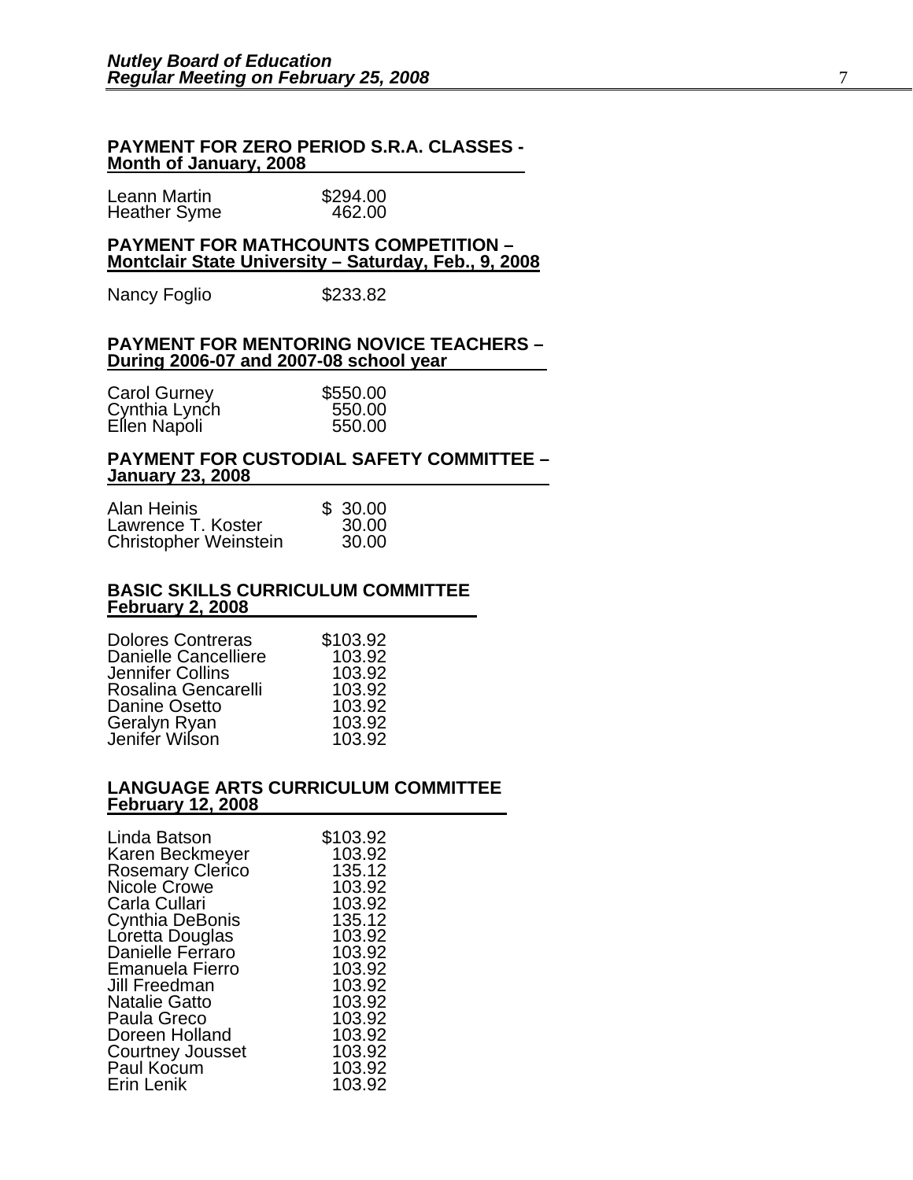**PAYMENT FOR ZERO PERIOD S.R.A. CLASSES - Month of January, 2008**

| | |
|---|---|
| Leann Martin | $294.00 |
| Heather Syme | 462.00 |

**PAYMENT FOR MATHCOUNTS COMPETITION – Montclair State University – Saturday, Feb., 9, 2008**

| | |
|---|---|
| Nancy Foglio | $233.82 |

**PAYMENT FOR MENTORING NOVICE TEACHERS – During 2006-07 and 2007-08 school year**

| | |
|---|---|
| Carol Gurney | $550.00 |
| Cynthia Lynch | 550.00 |
| Ellen Napoli | 550.00 |

**PAYMENT FOR CUSTODIAL SAFETY COMMITTEE – January 23, 2008**

| | |
|---|---|
| Alan Heinis | $ 30.00 |
| Lawrence T. Koster | 30.00 |
| Christopher Weinstein | 30.00 |

**BASIC SKILLS CURRICULUM COMMITTEE February 2, 2008**

| | |
|---|---|
| Dolores Contreras | $103.92 |
| Danielle Cancelliere | 103.92 |
| Jennifer Collins | 103.92 |
| Rosalina Gencarelli | 103.92 |
| Danine Osetto | 103.92 |
| Geralyn Ryan | 103.92 |
| Jenifer Wilson | 103.92 |

**LANGUAGE ARTS CURRICULUM COMMITTEE February 12, 2008**

| | |
|---|---|
| Linda Batson | $103.92 |
| Karen Beckmeyer | 103.92 |
| Rosemary Clerico | 135.12 |
| Nicole Crowe | 103.92 |
| Carla Cullari | 103.92 |
| Cynthia DeBonis | 135.12 |
| Loretta Douglas | 103.92 |
| Danielle Ferraro | 103.92 |
| Emanuela Fierro | 103.92 |
| Jill Freedman | 103.92 |
| Natalie Gatto | 103.92 |
| Paula Greco | 103.92 |
| Doreen Holland | 103.92 |
| Courtney Jousset | 103.92 |
| Paul Kocum | 103.92 |
| Erin Lenik | 103.92 |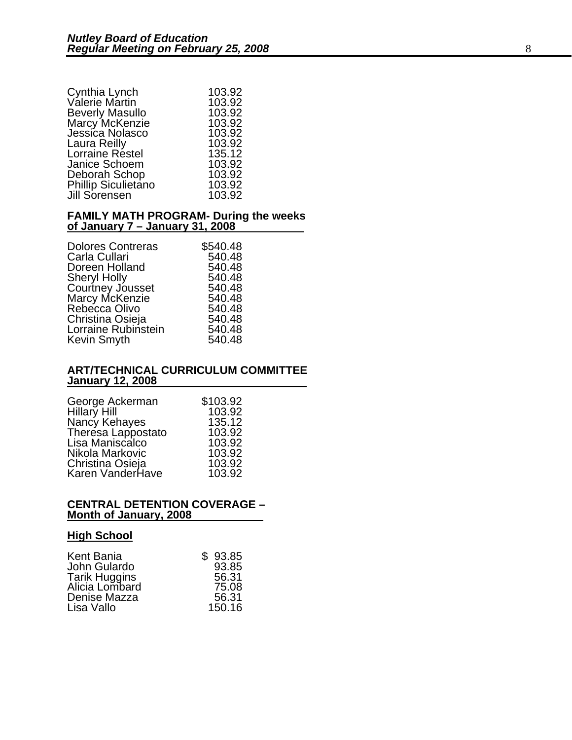| | |
|---|---|
| Cynthia Lynch | 103.92 |
| Valerie Martin | 103.92 |
| Beverly Masullo | 103.92 |
| Marcy McKenzie | 103.92 |
| Jessica Nolasco | 103.92 |
| Laura Reilly | 103.92 |
| Lorraine Restel | 135.12 |
| Janice Schoem | 103.92 |
| Deborah Schop | 103.92 |
| Phillip Siculietano | 103.92 |
| Jill Sorensen | 103.92 |

**FAMILY MATH PROGRAM- During the weeks**
**of January 7 – January 31, 2008**

| | |
|---|---|
| Dolores Contreras | $540.48 |
| Carla Cullari | 540.48 |
| Doreen Holland | 540.48 |
| Sheryl Holly | 540.48 |
| Courtney Jousset | 540.48 |
| Marcy McKenzie | 540.48 |
| Rebecca Olivo | 540.48 |
| Christina Osieja | 540.48 |
| Lorraine Rubinstein | 540.48 |
| Kevin Smyth | 540.48 |

**ART/TECHNICAL CURRICULUM COMMITTEE**
**January 12, 2008**

| | |
|---|---|
| George Ackerman | $103.92 |
| Hillary Hill | 103.92 |
| Nancy Kehayes | 135.12 |
| Theresa Lappostato | 103.92 |
| Lisa Maniscalco | 103.92 |
| Nikola Markovic | 103.92 |
| Christina Osieja | 103.92 |
| Karen VanderHave | 103.92 |

**CENTRAL DETENTION COVERAGE –**
**Month of January, 2008**

**High School**

| | |
|---|---|
| Kent Bania | $ 93.85 |
| John Gulardo | 93.85 |
| Tarik Huggins | 56.31 |
| Alicia Lombard | 75.08 |
| Denise Mazza | 56.31 |
| Lisa Vallo | 150.16 |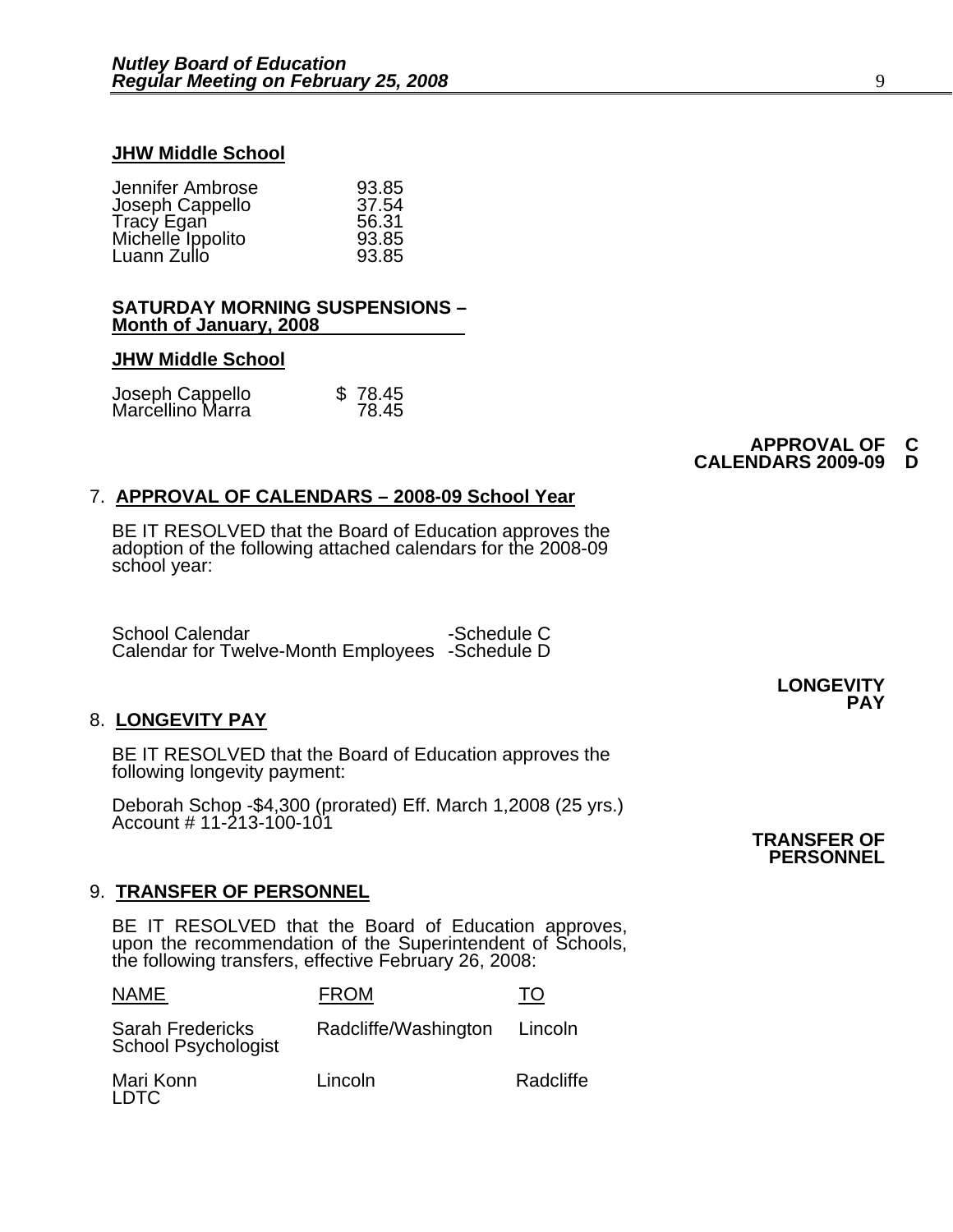**JHW Middle School**

| | |
|---|---|
| Jennifer Ambrose | 93.85 |
| Joseph Cappello | 37.54 |
| Tracy Egan | 56.31 |
| Michelle Ippolito | 93.85 |
| Luann Zullo | 93.85 |

**SATURDAY MORNING SUSPENSIONS – Month of January, 2008**

**JHW Middle School**

| | |
|---|---|
| Joseph Cappello | $ 78.45 |
| Marcellino Marra | 78.45 |

**APPROVAL OF CALENDARS 2009-09 C D**

7. **APPROVAL OF CALENDARS – 2008-09 School Year**

BE IT RESOLVED that the Board of Education approves the adoption of the following attached calendars for the 2008-09 school year:

School Calendar -Schedule C
Calendar for Twelve-Month Employees -Schedule D

**LONGEVITY PAY**

8. **LONGEVITY PAY**

BE IT RESOLVED that the Board of Education approves the following longevity payment:

Deborah Schop -$4,300 (prorated) Eff. March 1,2008 (25 yrs.)
Account # 11-213-100-101

**TRANSFER OF PERSONNEL**

9. **TRANSFER OF PERSONNEL**

BE IT RESOLVED that the Board of Education approves, upon the recommendation of the Superintendent of Schools, the following transfers, effective February 26, 2008:

| NAME | FROM | TO |
|---|---|---|
| Sarah Fredericks School Psychologist | Radcliffe/Washington | Lincoln |
| Mari Konn LDTC | Lincoln | Radcliffe |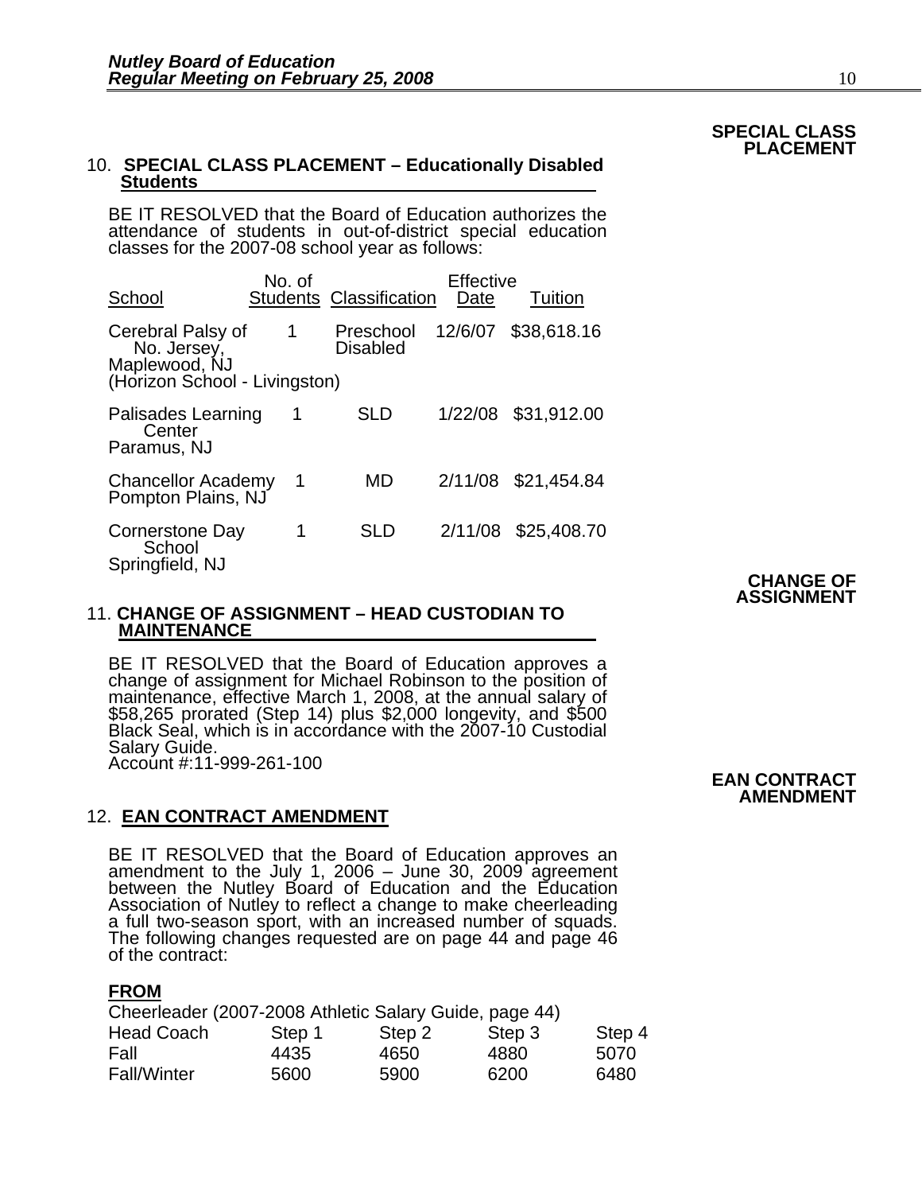**SPECIAL CLASS PLACEMENT**

10. **SPECIAL CLASS PLACEMENT – Educationally Disabled Students**

BE IT RESOLVED that the Board of Education authorizes the attendance of students in out-of-district special education classes for the 2007-08 school year as follows:

| School | No. of Students | Classification | Effective Date | Tuition |
|---|---|---|---|---|
| Cerebral Palsy of No. Jersey, Maplewood, NJ (Horizon School - Livingston) | 1 | Preschool Disabled | 12/6/07 | $38,618.16 |
| Palisades Learning Center Paramus, NJ | 1 | SLD | 1/22/08 | $31,912.00 |
| Chancellor Academy Pompton Plains, NJ | 1 | MD | 2/11/08 | $21,454.84 |
| Cornerstone Day School Springfield, NJ | 1 | SLD | 2/11/08 | $25,408.70 |

**CHANGE OF ASSIGNMENT**

11. **CHANGE OF ASSIGNMENT – HEAD CUSTODIAN TO MAINTENANCE**

BE IT RESOLVED that the Board of Education approves a change of assignment for Michael Robinson to the position of maintenance, effective March 1, 2008, at the annual salary of $58,265 prorated (Step 14) plus $2,000 longevity, and $500 Black Seal, which is in accordance with the 2007-10 Custodial Salary Guide.
Account #:11-999-261-100

**EAN CONTRACT AMENDMENT**

12. **EAN CONTRACT AMENDMENT**

BE IT RESOLVED that the Board of Education approves an amendment to the July 1, 2006 – June 30, 2009 agreement between the Nutley Board of Education and the Education Association of Nutley to reflect a change to make cheerleading a full two-season sport, with an increased number of squads. The following changes requested are on page 44 and page 46 of the contract:

**FROM**

Cheerleader (2007-2008 Athletic Salary Guide, page 44)

| Head Coach | Step 1 | Step 2 | Step 3 | Step 4 |
|---|---|---|---|---|
| Fall | 4435 | 4650 | 4880 | 5070 |
| Fall/Winter | 5600 | 5900 | 6200 | 6480 |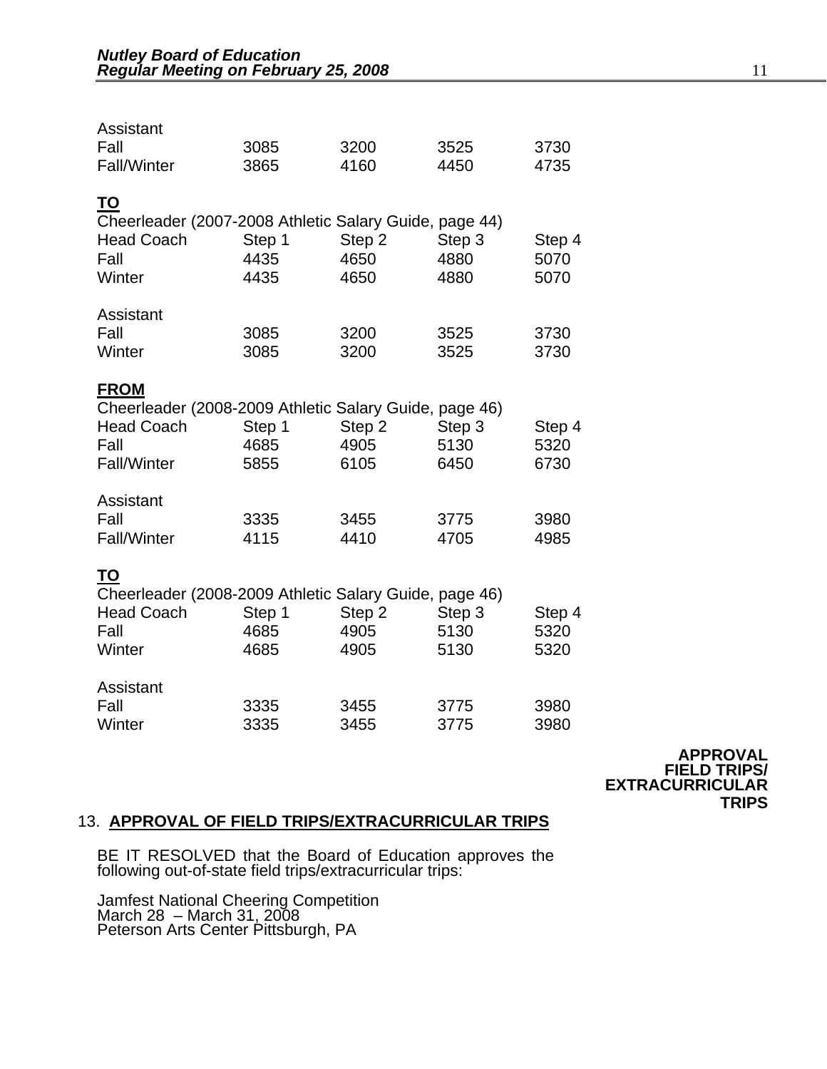| Assistant | | | | |
|---|---|---|---|---|
| Fall | 3085 | 3200 | 3525 | 3730 |
| Fall/Winter | 3865 | 4160 | 4450 | 4735 |

**TO**

Cheerleader (2007-2008 Athletic Salary Guide, page 44)

| Head Coach | Step 1 | Step 2 | Step 3 | Step 4 |
|---|---|---|---|---|
| Fall | 4435 | 4650 | 4880 | 5070 |
| Winter | 4435 | 4650 | 4880 | 5070 |
| **Assistant** | | | | |
| Fall | 3085 | 3200 | 3525 | 3730 |
| Winter | 3085 | 3200 | 3525 | 3730 |

**FROM**

Cheerleader (2008-2009 Athletic Salary Guide, page 46)

| Head Coach | Step 1 | Step 2 | Step 3 | Step 4 |
|---|---|---|---|---|
| Fall | 4685 | 4905 | 5130 | 5320 |
| Fall/Winter | 5855 | 6105 | 6450 | 6730 |
| **Assistant** | | | | |
| Fall | 3335 | 3455 | 3775 | 3980 |
| Fall/Winter | 4115 | 4410 | 4705 | 4985 |

**TO**

Cheerleader (2008-2009 Athletic Salary Guide, page 46)

| Head Coach | Step 1 | Step 2 | Step 3 | Step 4 |
|---|---|---|---|---|
| Fall | 4685 | 4905 | 5130 | 5320 |
| Winter | 4685 | 4905 | 5130 | 5320 |
| **Assistant** | | | | |
| Fall | 3335 | 3455 | 3775 | 3980 |
| Winter | 3335 | 3455 | 3775 | 3980 |

**APPROVAL FIELD TRIPS/ EXTRACURRICULAR TRIPS**

13. **APPROVAL OF FIELD TRIPS/EXTRACURRICULAR TRIPS**

BE IT RESOLVED that the Board of Education approves the following out-of-state field trips/extracurricular trips:

Jamfest National Cheering Competition
March 28 – March 31, 2008
Peterson Arts Center Pittsburgh, PA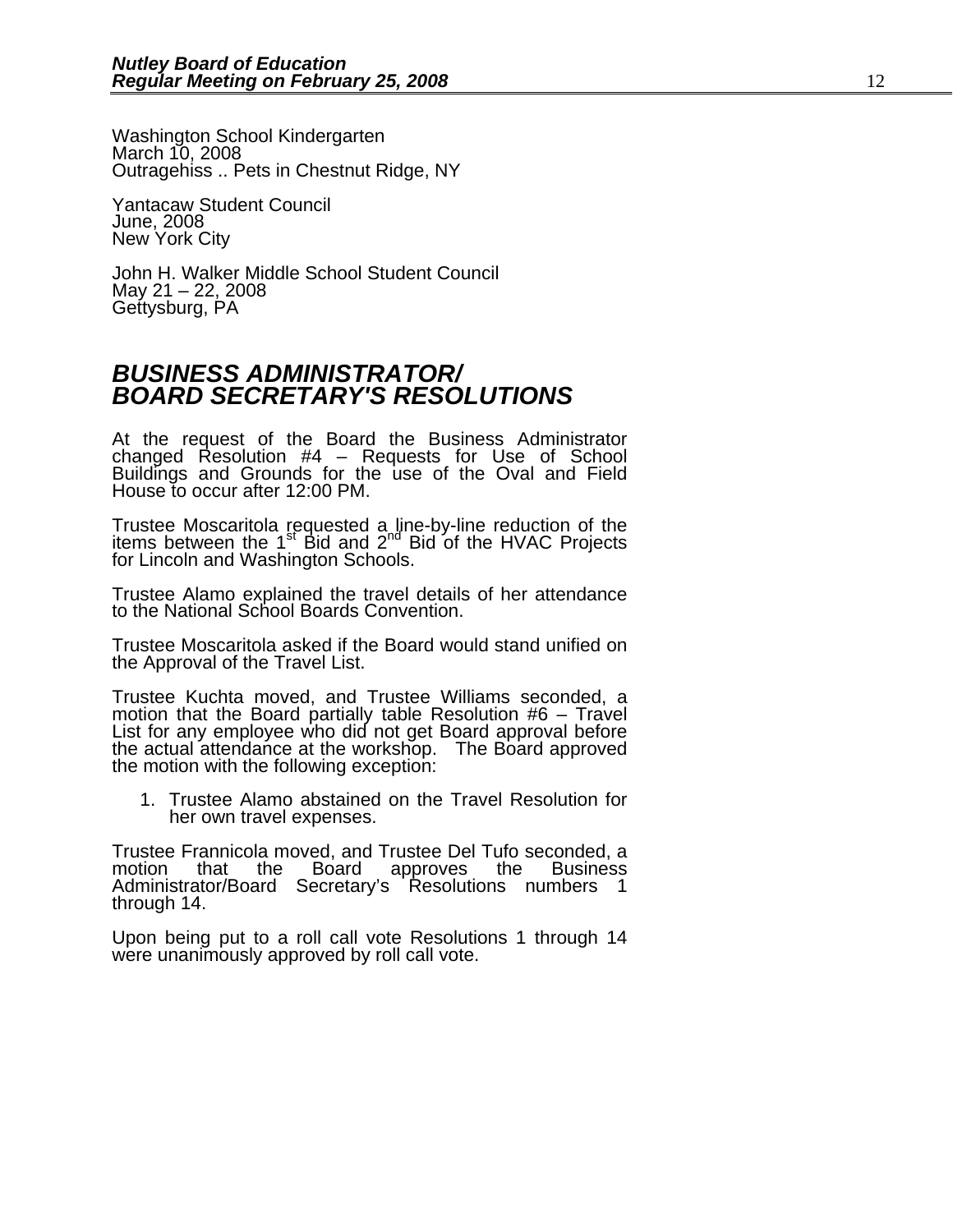Washington School Kindergarten
March 10, 2008
Outragehiss .. Pets in Chestnut Ridge, NY

Yantacaw Student Council
June, 2008
New York City

John H. Walker Middle School Student Council
May 21 – 22, 2008
Gettysburg, PA

## *BUSINESS ADMINISTRATOR/ BOARD SECRETARY'S RESOLUTIONS*

At the request of the Board the Business Administrator changed Resolution #4 – Requests for Use of School Buildings and Grounds for the use of the Oval and Field House to occur after 12:00 PM.

Trustee Moscaritola requested a line-by-line reduction of the items between the 1st Bid and 2nd Bid of the HVAC Projects for Lincoln and Washington Schools.

Trustee Alamo explained the travel details of her attendance to the National School Boards Convention.

Trustee Moscaritola asked if the Board would stand unified on the Approval of the Travel List.

Trustee Kuchta moved, and Trustee Williams seconded, a motion that the Board partially table Resolution #6 – Travel List for any employee who did not get Board approval before the actual attendance at the workshop. The Board approved the motion with the following exception:

1. Trustee Alamo abstained on the Travel Resolution for her own travel expenses.

Trustee Frannicola moved, and Trustee Del Tufo seconded, a motion that the Board approves the Business Administrator/Board Secretary's Resolutions numbers 1 through 14.

Upon being put to a roll call vote Resolutions 1 through 14 were unanimously approved by roll call vote.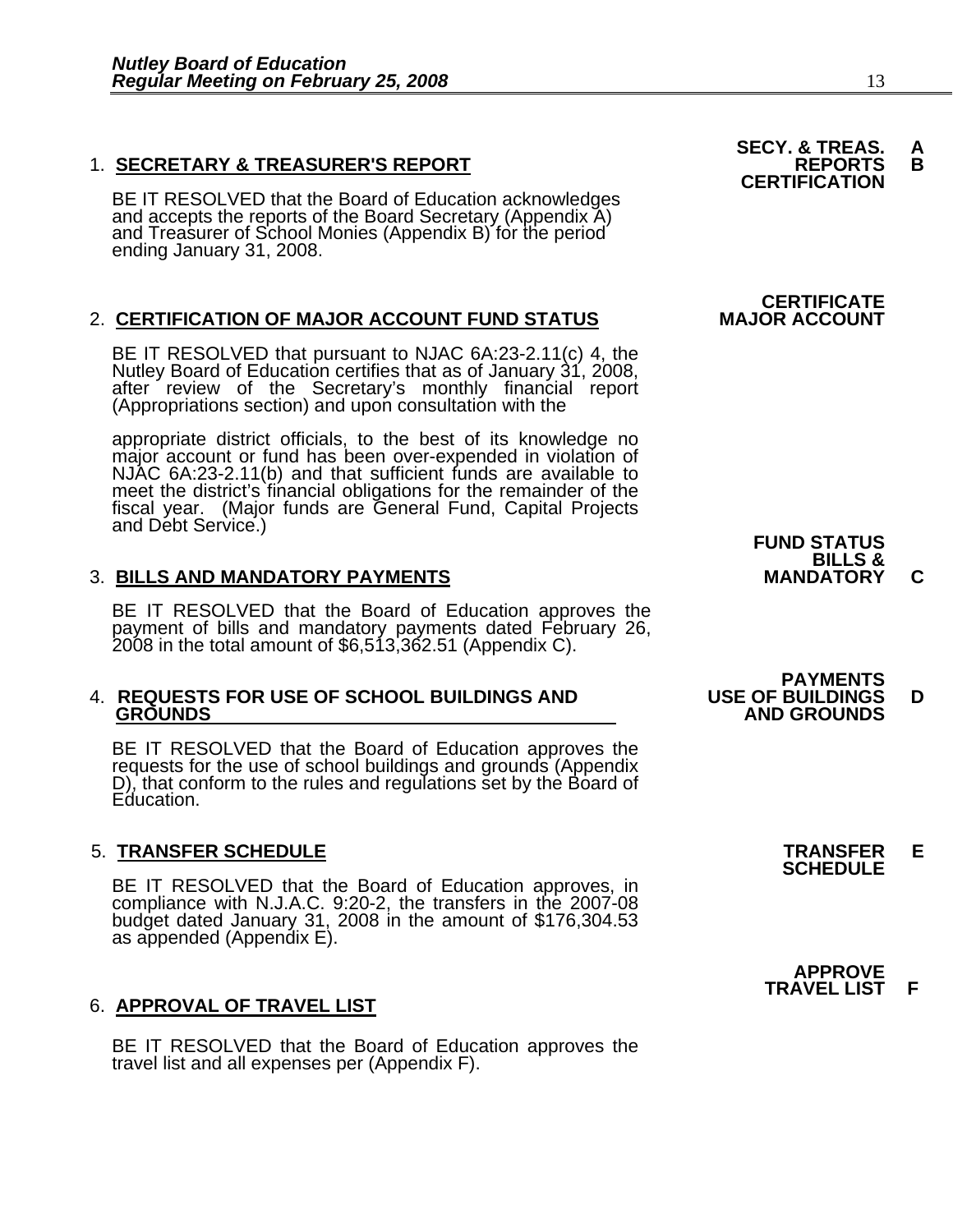**SECY. & TREAS. REPORTS CERTIFICATION** A B

1. **SECRETARY & TREASURER'S REPORT**

BE IT RESOLVED that the Board of Education acknowledges and accepts the reports of the Board Secretary (Appendix A) and Treasurer of School Monies (Appendix B) for the period ending January 31, 2008.

**CERTIFICATE MAJOR ACCOUNT FUND STATUS**

2. **CERTIFICATION OF MAJOR ACCOUNT FUND STATUS**

BE IT RESOLVED that pursuant to NJAC 6A:23-2.11(c) 4, the Nutley Board of Education certifies that as of January 31, 2008, after review of the Secretary's monthly financial report (Appropriations section) and upon consultation with the

appropriate district officials, to the best of its knowledge no major account or fund has been over-expended in violation of NJAC 6A:23-2.11(b) and that sufficient funds are available to meet the district's financial obligations for the remainder of the fiscal year. (Major funds are General Fund, Capital Projects and Debt Service.)

**BILLS & MANDATORY PAYMENTS** C

3. **BILLS AND MANDATORY PAYMENTS**

BE IT RESOLVED that the Board of Education approves the payment of bills and mandatory payments dated February 26, 2008 in the total amount of $6,513,362.51 (Appendix C).

**USE OF BUILDINGS AND GROUNDS** D

4. **REQUESTS FOR USE OF SCHOOL BUILDINGS AND GROUNDS**

BE IT RESOLVED that the Board of Education approves the requests for the use of school buildings and grounds (Appendix D), that conform to the rules and regulations set by the Board of Education.

**TRANSFER SCHEDULE** E

5. **TRANSFER SCHEDULE**

BE IT RESOLVED that the Board of Education approves, in compliance with N.J.A.C. 9:20-2, the transfers in the 2007-08 budget dated January 31, 2008 in the amount of $176,304.53 as appended (Appendix E).

**APPROVE TRAVEL LIST** F

6. **APPROVAL OF TRAVEL LIST**

BE IT RESOLVED that the Board of Education approves the travel list and all expenses per (Appendix F).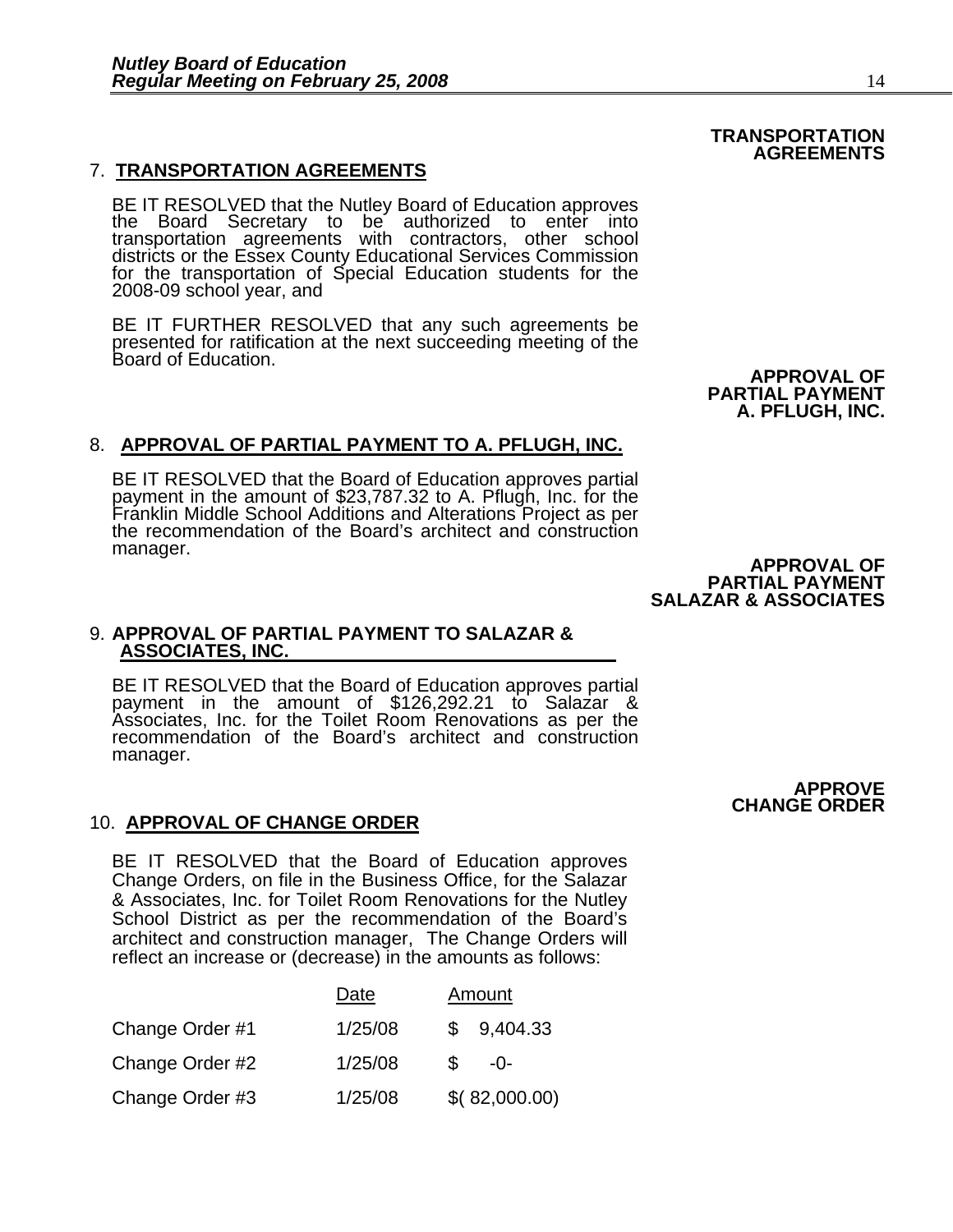**TRANSPORTATION AGREEMENTS**

7. **TRANSPORTATION AGREEMENTS**

BE IT RESOLVED that the Nutley Board of Education approves the Board Secretary to be authorized to enter into transportation agreements with contractors, other school districts or the Essex County Educational Services Commission for the transportation of Special Education students for the 2008-09 school year, and

BE IT FURTHER RESOLVED that any such agreements be presented for ratification at the next succeeding meeting of the Board of Education.

**APPROVAL OF PARTIAL PAYMENT A. PFLUGH, INC.**

8. **APPROVAL OF PARTIAL PAYMENT TO A. PFLUGH, INC.**

BE IT RESOLVED that the Board of Education approves partial payment in the amount of $23,787.32 to A. Pflugh, Inc. for the Franklin Middle School Additions and Alterations Project as per the recommendation of the Board's architect and construction manager.

**APPROVAL OF PARTIAL PAYMENT SALAZAR & ASSOCIATES**

9. **APPROVAL OF PARTIAL PAYMENT TO SALAZAR & ASSOCIATES, INC.**

BE IT RESOLVED that the Board of Education approves partial payment in the amount of $126,292.21 to Salazar & Associates, Inc. for the Toilet Room Renovations as per the recommendation of the Board's architect and construction manager.

**APPROVE CHANGE ORDER**

10. **APPROVAL OF CHANGE ORDER**

BE IT RESOLVED that the Board of Education approves Change Orders, on file in the Business Office, for the Salazar & Associates, Inc. for Toilet Room Renovations for the Nutley School District as per the recommendation of the Board's architect and construction manager, The Change Orders will reflect an increase or (decrease) in the amounts as follows:

| | Date | Amount |
|---|---|---|
| Change Order #1 | 1/25/08 | $ 9,404.33 |
| Change Order #2 | 1/25/08 | $ -0- |
| Change Order #3 | 1/25/08 | $( 82,000.00) |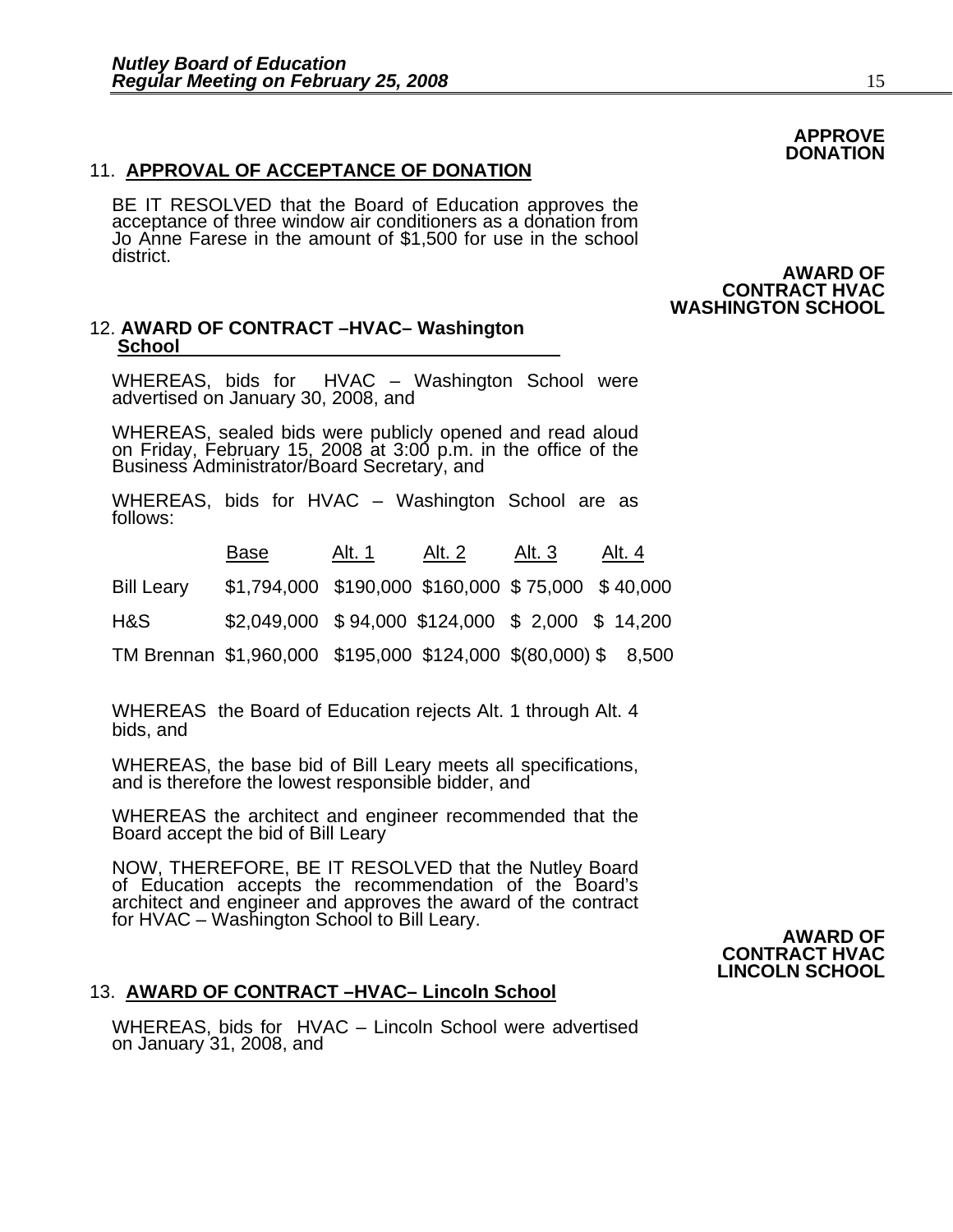**APPROVE DONATION**

11. **APPROVAL OF ACCEPTANCE OF DONATION**

BE IT RESOLVED that the Board of Education approves the acceptance of three window air conditioners as a donation from Jo Anne Farese in the amount of $1,500 for use in the school district.

**AWARD OF CONTRACT HVAC WASHINGTON SCHOOL**

12. **AWARD OF CONTRACT –HVAC– Washington School**

WHEREAS, bids for HVAC – Washington School were advertised on January 30, 2008, and

WHEREAS, sealed bids were publicly opened and read aloud on Friday, February 15, 2008 at 3:00 p.m. in the office of the Business Administrator/Board Secretary, and

WHEREAS, bids for HVAC – Washington School are as follows:

| | Base | Alt. 1 | Alt. 2 | Alt. 3 | Alt. 4 |
|---|---|---|---|---|---|
| Bill Leary | $1,794,000 | $190,000 | $160,000 | $ 75,000 | $ 40,000 |
| H&S | $2,049,000 | $ 94,000 | $124,000 | $ 2,000 | $ 14,200 |
| TM Brennan | $1,960,000 | $195,000 | $124,000 | $(80,000) | $ 8,500 |

WHEREAS the Board of Education rejects Alt. 1 through Alt. 4 bids, and

WHEREAS, the base bid of Bill Leary meets all specifications, and is therefore the lowest responsible bidder, and

WHEREAS the architect and engineer recommended that the Board accept the bid of Bill Leary

NOW, THEREFORE, BE IT RESOLVED that the Nutley Board of Education accepts the recommendation of the Board's architect and engineer and approves the award of the contract for HVAC – Washington School to Bill Leary.

**AWARD OF CONTRACT HVAC LINCOLN SCHOOL**

13. **AWARD OF CONTRACT –HVAC– Lincoln School**

WHEREAS, bids for HVAC – Lincoln School were advertised on January 31, 2008, and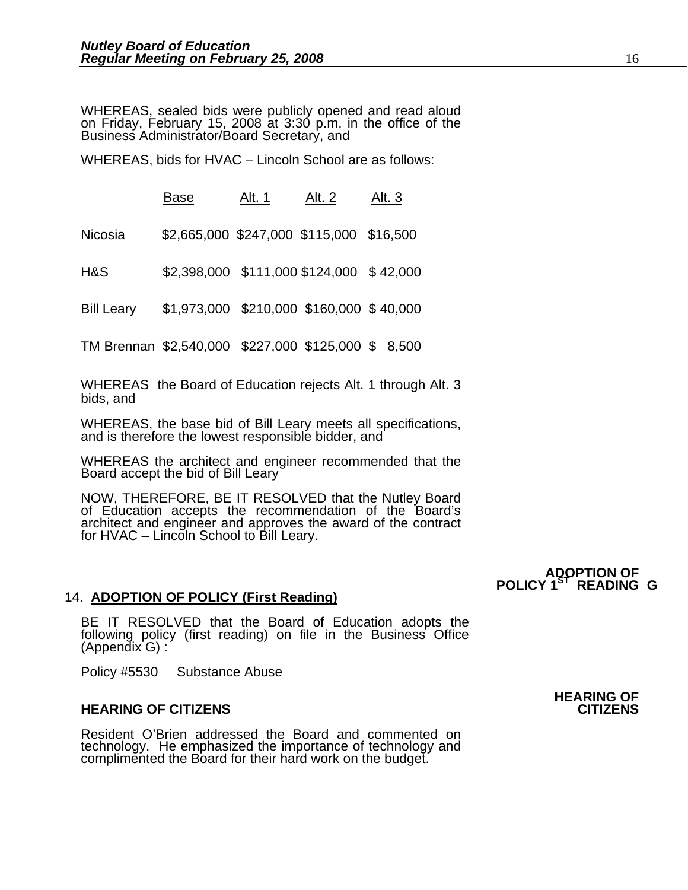WHEREAS, sealed bids were publicly opened and read aloud on Friday, February 15, 2008 at 3:30 p.m. in the office of the Business Administrator/Board Secretary, and

WHEREAS, bids for HVAC – Lincoln School are as follows:

| | Base | Alt. 1 | Alt. 2 | Alt. 3 |
|---|---|---|---|---|
| Nicosia | $2,665,000 | $247,000 | $115,000 | $16,500 |
| H&S | $2,398,000 | $111,000 | $124,000 | $ 42,000 |
| Bill Leary | $1,973,000 | $210,000 | $160,000 | $ 40,000 |
| TM Brennan | $2,540,000 | $227,000 | $125,000 | $ 8,500 |

WHEREAS the Board of Education rejects Alt. 1 through Alt. 3 bids, and

WHEREAS, the base bid of Bill Leary meets all specifications, and is therefore the lowest responsible bidder, and

WHEREAS the architect and engineer recommended that the Board accept the bid of Bill Leary

NOW, THEREFORE, BE IT RESOLVED that the Nutley Board of Education accepts the recommendation of the Board's architect and engineer and approves the award of the contract for HVAC – Lincoln School to Bill Leary.

**ADOPTION OF POLICY 1ST READING G**

14. **ADOPTION OF POLICY (First Reading)**

BE IT RESOLVED that the Board of Education adopts the following policy (first reading) on file in the Business Office (Appendix G) :

Policy #5530 Substance Abuse

**HEARING OF CITIZENS**

**HEARING OF CITIZENS**

Resident O'Brien addressed the Board and commented on technology. He emphasized the importance of technology and complimented the Board for their hard work on the budget.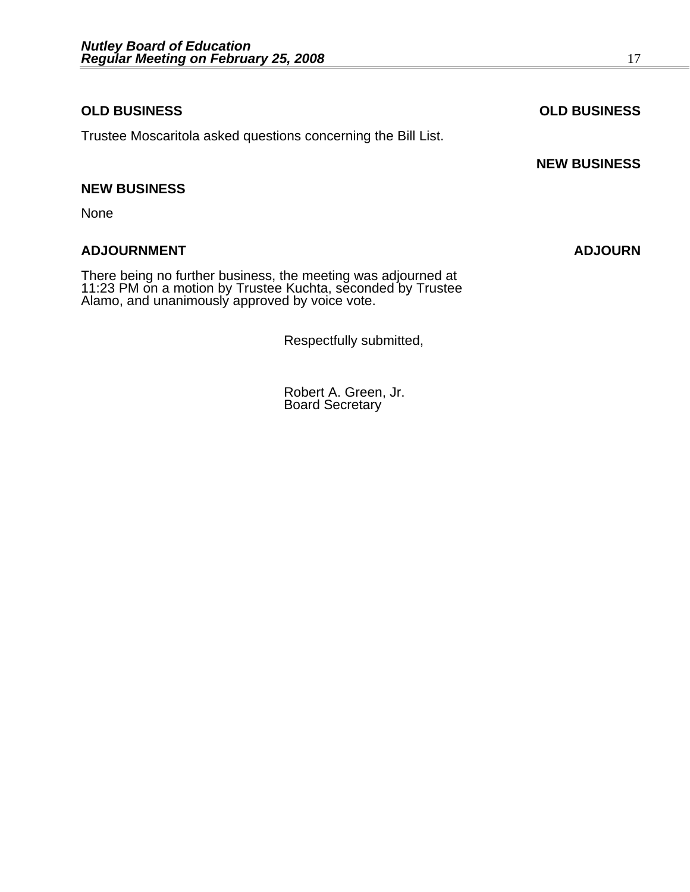**OLD BUSINESS** **OLD BUSINESS**

Trustee Moscaritola asked questions concerning the Bill List.

**NEW BUSINESS**

**NEW BUSINESS**

None

**ADJOURNMENT** **ADJOURN**

There being no further business, the meeting was adjourned at 11:23 PM on a motion by Trustee Kuchta, seconded by Trustee Alamo, and unanimously approved by voice vote.

Respectfully submitted,

Robert A. Green, Jr.
Board Secretary